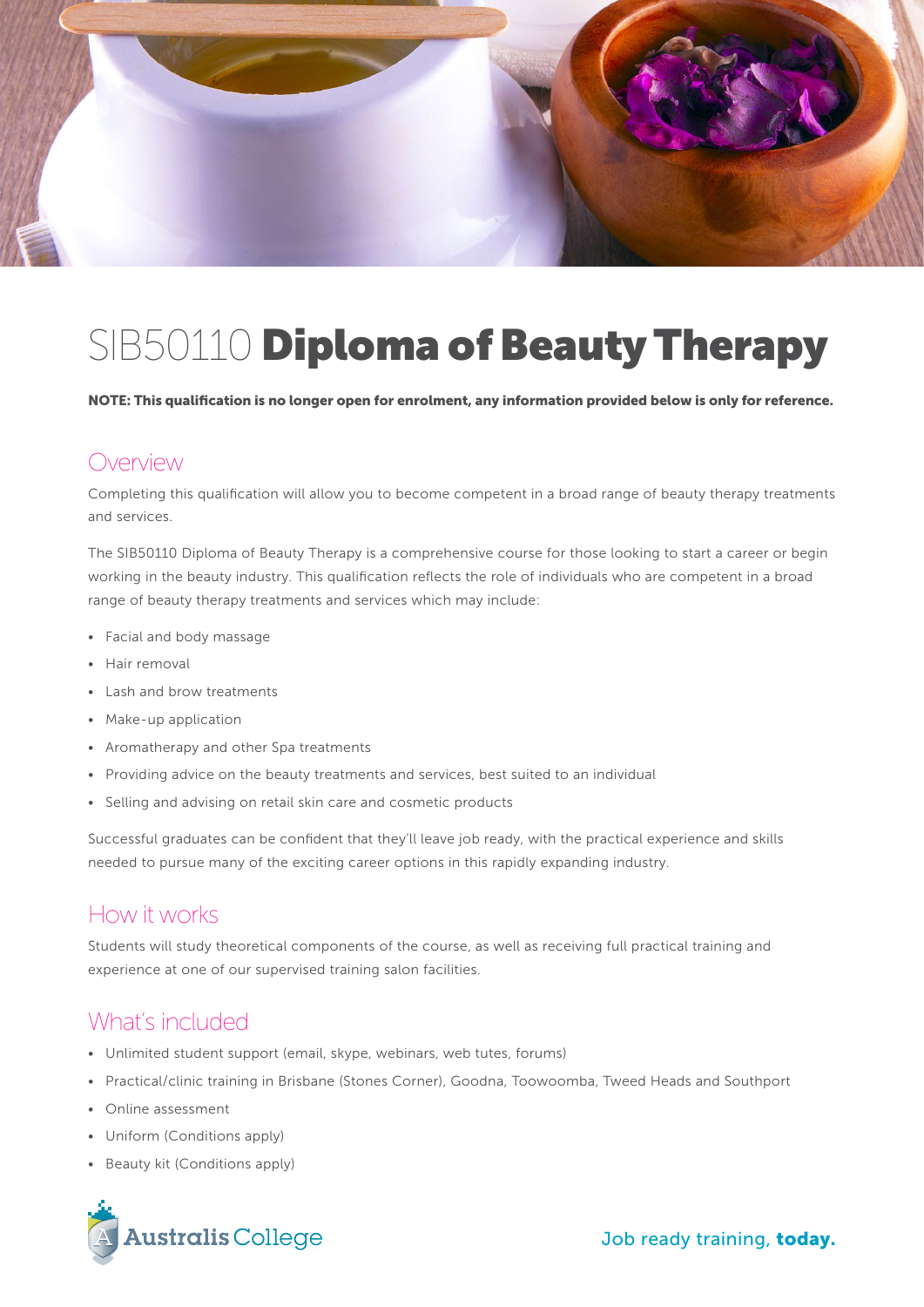# SIB50110 **Diploma of Beauty Therapy**

**NOTE: This qualification is no longer open for enrolment, any information provided below is only for reference.**

## Overview

Completing this qualification will allow you to become competent in a broad range of beauty therapy treatments and services.

The SIB50110 Diploma of Beauty Therapy is a comprehensive course for those looking to start a career or begin working in the beauty industry. This qualification reflects the role of individuals who are competent in a broad range of beauty therapy treatments and services which may include:

- Facial and body massage
- Hair removal
- Lash and brow treatments
- Make-up application
- Aromatherapy and other Spa treatments
- Providing advice on the beauty treatments and services, best suited to an individual
- Selling and advising on retail skin care and cosmetic products

Successful graduates can be confident that they'll leave job ready, with the practical experience and skills needed to pursue many of the exciting career options in this rapidly expanding industry.

## How it works

Students will study theoretical components of the course, as well as receiving full practical training and experience at one of our supervised training salon facilities.

## What's included

- Unlimited student support (email, skype, webinars, web tutes, forums)
- Practical/clinic training in Brisbane (Stones Corner), Goodna, Toowoomba, Tweed Heads and Southport
- Online assessment
- Uniform (Conditions apply)
- Beauty kit (Conditions apply)

Australis College

Job ready training, **today.**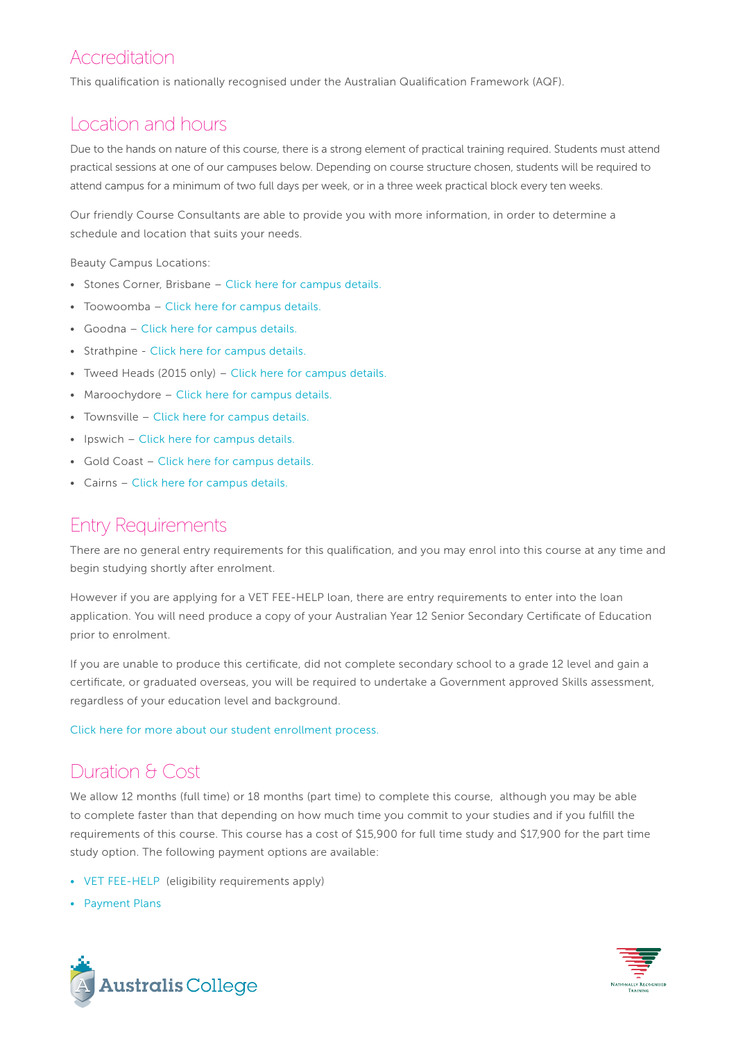## Accreditation

This qualification is nationally recognised under the Australian Qualification Framework (AQF).

## Location and hours

Due to the hands on nature of this course, there is a strong element of practical training required. Students must attend practical sessions at one of our campuses below. Depending on course structure chosen, students will be required to attend campus for a minimum of two full days per week, or in a three week practical block every ten weeks.

Our friendly Course Consultants are able to provide you with more information, in order to determine a schedule and location that suits your needs.

Beauty Campus Locations:

- Stones Corner, Brisbane – Click here for campus details.
- Toowoomba – Click here for campus details.
- Goodna – Click here for campus details.
- Strathpine - Click here for campus details.
- Tweed Heads (2015 only) – Click here for campus details.
- Maroochydore – Click here for campus details.
- Townsville – Click here for campus details.
- Ipswich – Click here for campus details.
- Gold Coast – Click here for campus details.
- Cairns – Click here for campus details.

## Entry Requirements

There are no general entry requirements for this qualification, and you may enrol into this course at any time and begin studying shortly after enrolment.

However if you are applying for a VET FEE-HELP loan, there are entry requirements to enter into the loan application. You will need produce a copy of your Australian Year 12 Senior Secondary Certificate of Education prior to enrolment.

If you are unable to produce this certificate, did not complete secondary school to a grade 12 level and gain a certificate, or graduated overseas, you will be required to undertake a Government approved Skills assessment, regardless of your education level and background.

Click here for more about our student enrollment process.

## Duration & Cost

We allow 12 months (full time) or 18 months (part time) to complete this course, although you may be able to complete faster than that depending on how much time you commit to your studies and if you fulfill the requirements of this course. This course has a cost of $15,900 for full time study and $17,900 for the part time study option. The following payment options are available:

- VET FEE-HELP (eligibility requirements apply)
- Payment Plans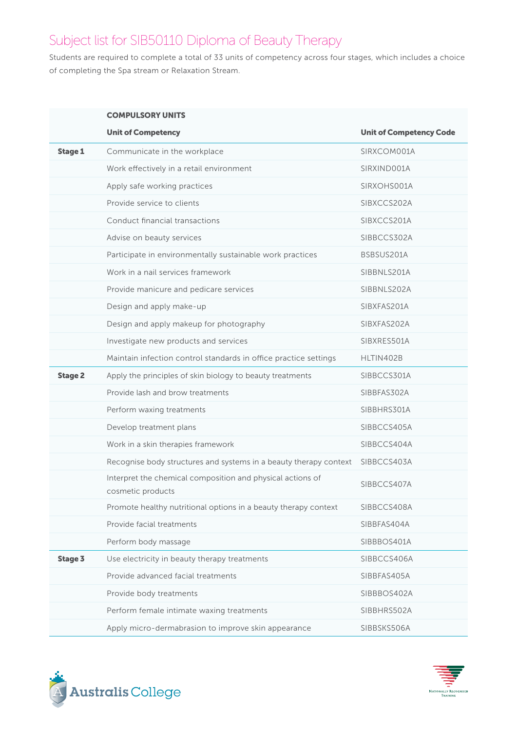# Subject list for SIB50110 Diploma of Beauty Therapy

Students are required to complete a total of 33 units of competency across four stages, which includes a choice of completing the Spa stream or Relaxation Stream.

| | **COMPULSORY UNITS** | |
|---|---|---|
| | **Unit of Competency** | **Unit of Competency Code** |
| **Stage 1** | Communicate in the workplace | SIRXCOM001A |
| | Work effectively in a retail environment | SIRXIND001A |
| | Apply safe working practices | SIRXOHS001A |
| | Provide service to clients | SIBXCCS202A |
| | Conduct financial transactions | SIBXCCS201A |
| | Advise on beauty services | SIBBCCS302A |
| | Participate in environmentally sustainable work practices | BSBSUS201A |
| | Work in a nail services framework | SIBBNLS201A |
| | Provide manicure and pedicare services | SIBBNLS202A |
| | Design and apply make-up | SIBXFAS201A |
| | Design and apply makeup for photography | SIBXFAS202A |
| | Investigate new products and services | SIBXRES501A |
| | Maintain infection control standards in office practice settings | HLTIN402B |
| **Stage 2** | Apply the principles of skin biology to beauty treatments | SIBBCCS301A |
| | Provide lash and brow treatments | SIBBFAS302A |
| | Perform waxing treatments | SIBBHRS301A |
| | Develop treatment plans | SIBBCCS405A |
| | Work in a skin therapies framework | SIBBCCS404A |
| | Recognise body structures and systems in a beauty therapy context | SIBBCCS403A |
| | Interpret the chemical composition and physical actions of cosmetic products | SIBBCCS407A |
| | Promote healthy nutritional options in a beauty therapy context | SIBBCCS408A |
| | Provide facial treatments | SIBBFAS404A |
| | Perform body massage | SIBBBOS401A |
| **Stage 3** | Use electricity in beauty therapy treatments | SIBBCCS406A |
| | Provide advanced facial treatments | SIBBFAS405A |
| | Provide body treatments | SIBBBOS402A |
| | Perform female intimate waxing treatments | SIBBHRS502A |
| | Apply micro-dermabrasion to improve skin appearance | SIBBSKS506A |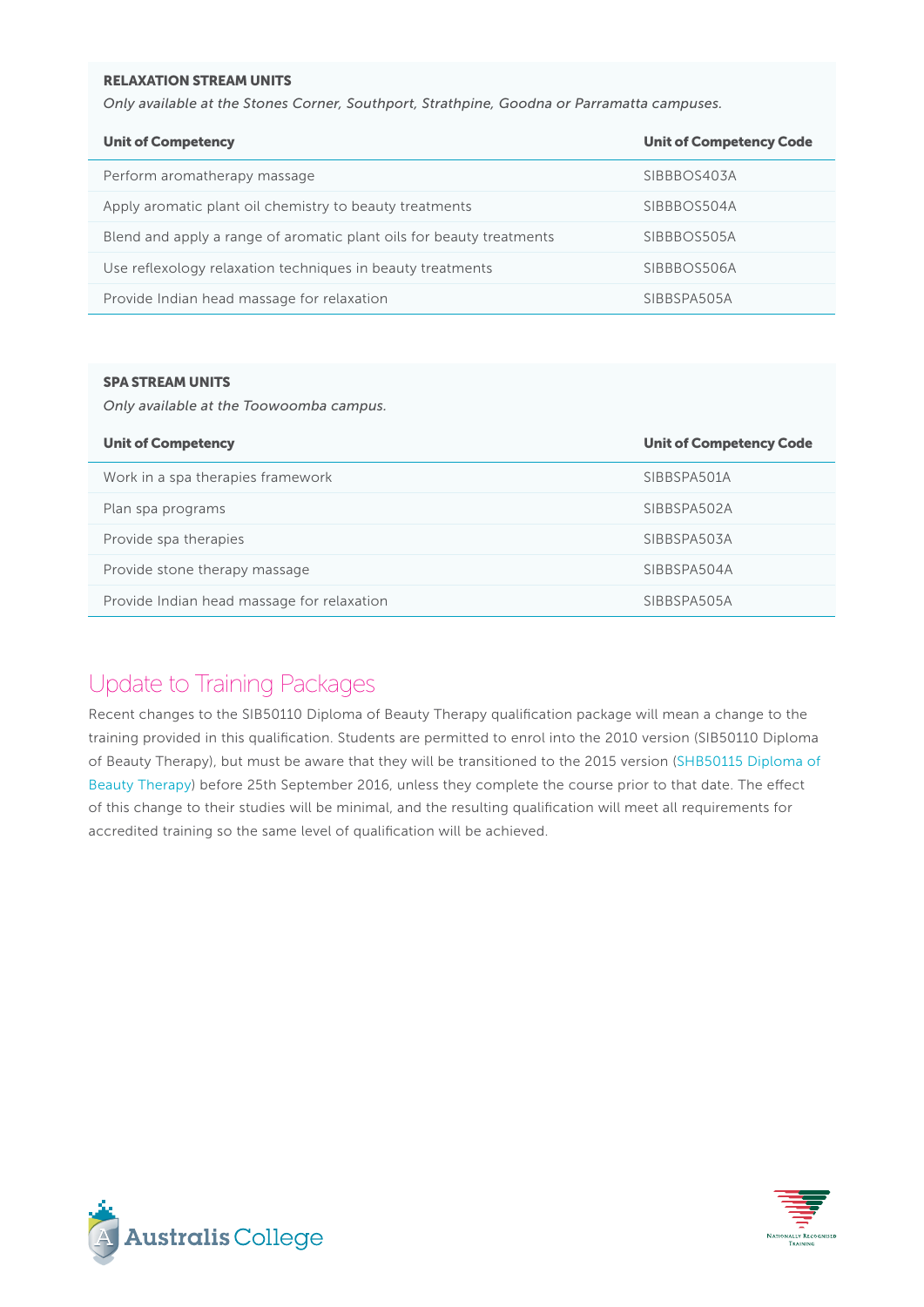**RELAXATION STREAM UNITS**

*Only available at the Stones Corner, Southport, Strathpine, Goodna or Parramatta campuses.*

| Unit of Competency | Unit of Competency Code |
|---|---|
| Perform aromatherapy massage | SIBBBOS403A |
| Apply aromatic plant oil chemistry to beauty treatments | SIBBBOS504A |
| Blend and apply a range of aromatic plant oils for beauty treatments | SIBBBOS505A |
| Use reflexology relaxation techniques in beauty treatments | SIBBBOS506A |
| Provide Indian head massage for relaxation | SIBBSPA505A |

**SPA STREAM UNITS**

*Only available at the Toowoomba campus.*

| Unit of Competency | Unit of Competency Code |
|---|---|
| Work in a spa therapies framework | SIBBSPA501A |
| Plan spa programs | SIBBSPA502A |
| Provide spa therapies | SIBBSPA503A |
| Provide stone therapy massage | SIBBSPA504A |
| Provide Indian head massage for relaxation | SIBBSPA505A |

## Update to Training Packages

Recent changes to the SIB50110 Diploma of Beauty Therapy qualification package will mean a change to the training provided in this qualification. Students are permitted to enrol into the 2010 version (SIB50110 Diploma of Beauty Therapy), but must be aware that they will be transitioned to the 2015 version (SHB50115 Diploma of Beauty Therapy) before 25th September 2016, unless they complete the course prior to that date. The effect of this change to their studies will be minimal, and the resulting qualification will meet all requirements for accredited training so the same level of qualification will be achieved.